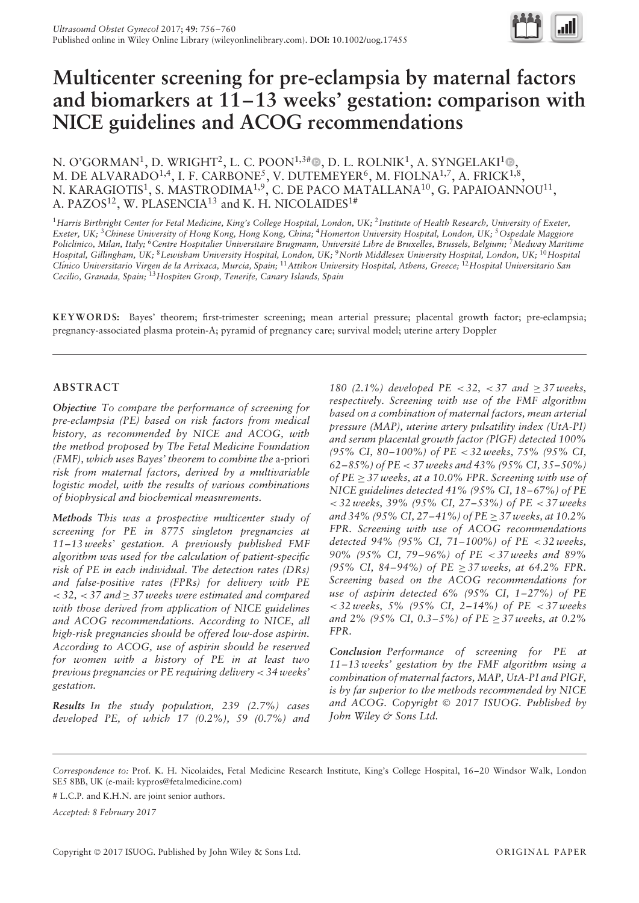# Multicenter screening for pre-eclampsia by maternal factors and biomarkers at 11–13 weeks' gestation: comparison with NICE guidelines and ACOG recommendations

N. O'GORMAN[1], D. WRIGHT[2], L. C. POON[1,3#], D. L. ROLNIK[1], A. SYNGELAKI[1], M. DE ALVARADO[1,4], I. F. CARBONE[5], V. DUTEMEYER[6], M. FIOLNA[1,7], A. FRICK[1,8], N. KARAGIOTIS[1], S. MASTRODIMA[1,9], C. DE PACO MATALLANA[10], G. PAPAIOANNOU[11], A. PAZOS[12], W. PLASENCIA[13] and K. H. NICOLAIDES[1#]

[1]Harris Birthright Center for Fetal Medicine, King's College Hospital, London, UK; [2]Institute of Health Research, University of Exeter, Exeter, UK; [3]Chinese University of Hong Kong, Hong Kong, China; [4]Homerton University Hospital, London, UK; [5]Ospedale Maggiore Policlinico, Milan, Italy; [6]Centre Hospitalier Universitaire Brugmann, Université Libre de Bruxelles, Brussels, Belgium; [7]Medway Maritime Hospital, Gillingham, UK; [8]Lewisham University Hospital, London, UK; [9]North Middlesex University Hospital, London, UK; [10]Hospital Clínico Universitario Virgen de la Arrixaca, Murcia, Spain; [11]Attikon University Hospital, Athens, Greece; [12]Hospital Universitario San Cecilio, Granada, Spain; [13]Hospiten Group, Tenerife, Canary Islands, Spain

**KEYWORDS:** Bayes' theorem; first-trimester screening; mean arterial pressure; placental growth factor; pre-eclampsia; pregnancy-associated plasma protein-A; pyramid of pregnancy care; survival model; uterine artery Doppler

## ABSTRACT

***Objective*** *To compare the performance of screening for pre-eclampsia (PE) based on risk factors from medical history, as recommended by NICE and ACOG, with the method proposed by The Fetal Medicine Foundation (FMF), which uses Bayes' theorem to combine the* a-priori *risk from maternal factors, derived by a multivariable logistic model, with the results of various combinations of biophysical and biochemical measurements.*

***Methods*** *This was a prospective multicenter study of screening for PE in 8775 singleton pregnancies at 11–13 weeks' gestation. A previously published FMF algorithm was used for the calculation of patient-specific risk of PE in each individual. The detection rates (DRs) and false-positive rates (FPRs) for delivery with PE < 32, < 37 and ≥ 37 weeks were estimated and compared with those derived from application of NICE guidelines and ACOG recommendations. According to NICE, all high-risk pregnancies should be offered low-dose aspirin. According to ACOG, use of aspirin should be reserved for women with a history of PE in at least two previous pregnancies or PE requiring delivery < 34 weeks' gestation.*

***Results*** *In the study population, 239 (2.7%) cases developed PE, of which 17 (0.2%), 59 (0.7%) and 180 (2.1%) developed PE < 32, < 37 and ≥ 37 weeks, respectively. Screening with use of the FMF algorithm based on a combination of maternal factors, mean arterial pressure (MAP), uterine artery pulsatility index (UtA-PI) and serum placental growth factor (PlGF) detected 100% (95% CI, 80–100%) of PE < 32 weeks, 75% (95% CI, 62–85%) of PE < 37 weeks and 43% (95% CI, 35–50%) of PE ≥ 37 weeks, at a 10.0% FPR. Screening with use of NICE guidelines detected 41% (95% CI, 18–67%) of PE < 32 weeks, 39% (95% CI, 27–53%) of PE < 37 weeks and 34% (95% CI, 27–41%) of PE ≥ 37 weeks, at 10.2% FPR. Screening with use of ACOG recommendations detected 94% (95% CI, 71–100%) of PE < 32 weeks, 90% (95% CI, 79–96%) of PE < 37 weeks and 89% (95% CI, 84–94%) of PE ≥ 37 weeks, at 64.2% FPR. Screening based on the ACOG recommendations for use of aspirin detected 6% (95% CI, 1–27%) of PE < 32 weeks, 5% (95% CI, 2–14%) of PE < 37 weeks and 2% (95% CI, 0.3–5%) of PE ≥ 37 weeks, at 0.2% FPR.*

***Conclusion*** *Performance of screening for PE at 11–13 weeks' gestation by the FMF algorithm using a combination of maternal factors, MAP, UtA-PI and PlGF, is by far superior to the methods recommended by NICE and ACOG. Copyright © 2017 ISUOG. Published by John Wiley & Sons Ltd.*

---

*Correspondence to:* Prof. K. H. Nicolaides, Fetal Medicine Research Institute, King's College Hospital, 16–20 Windsor Walk, London SE5 8BB, UK (e-mail: kypros@fetalmedicine.com)

# L.C.P. and K.H.N. are joint senior authors.

*Accepted: 8 February 2017*

Copyright © 2017 ISUOG. Published by John Wiley & Sons Ltd. ORIGINAL PAPER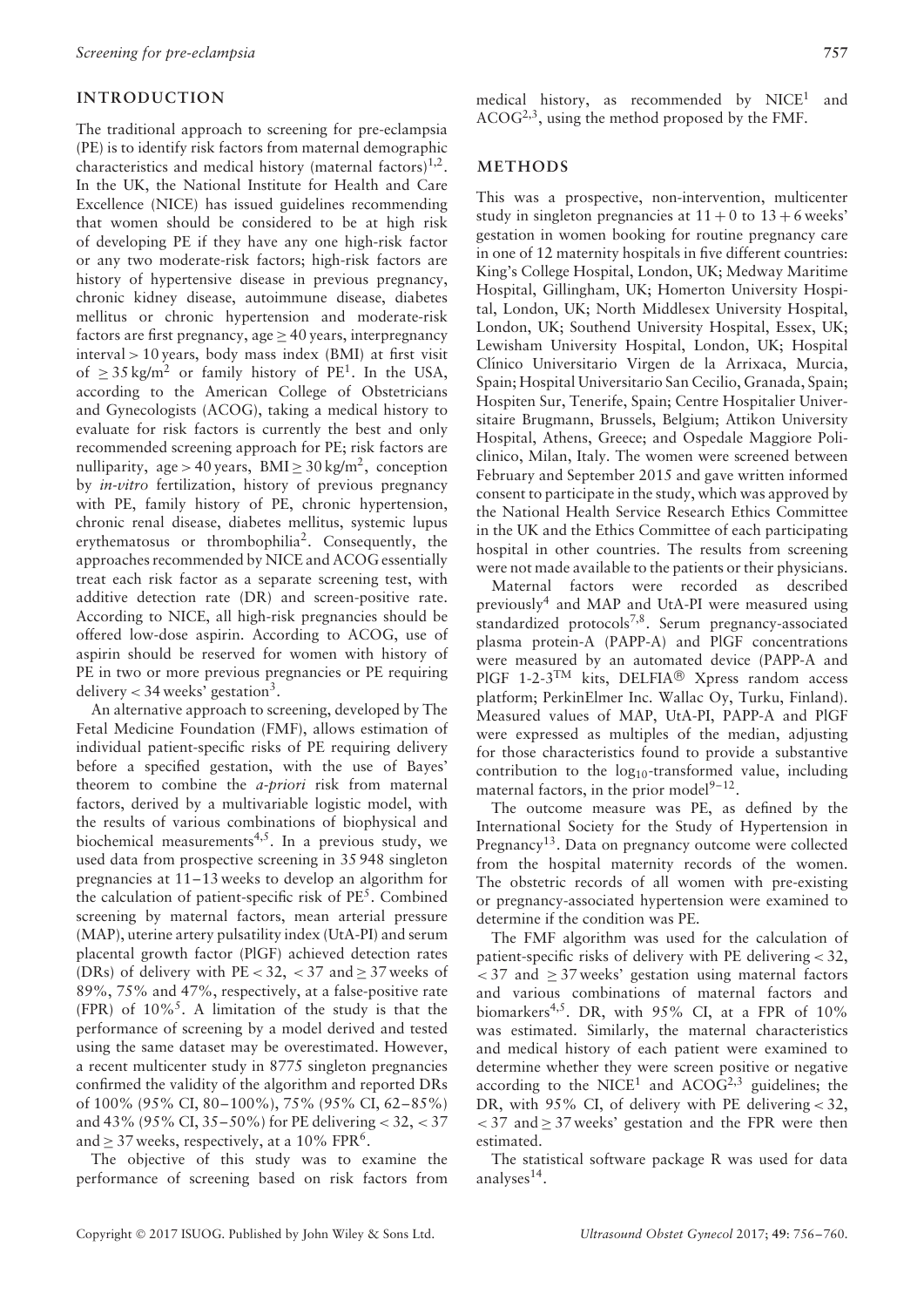## INTRODUCTION

The traditional approach to screening for pre-eclampsia (PE) is to identify risk factors from maternal demographic characteristics and medical history (maternal factors)[1,2]. In the UK, the National Institute for Health and Care Excellence (NICE) has issued guidelines recommending that women should be considered to be at high risk of developing PE if they have any one high-risk factor or any two moderate-risk factors; high-risk factors are history of hypertensive disease in previous pregnancy, chronic kidney disease, autoimmune disease, diabetes mellitus or chronic hypertension and moderate-risk factors are first pregnancy, age ≥ 40 years, interpregnancy interval > 10 years, body mass index (BMI) at first visit of ≥ 35 kg/m$^2$ or family history of PE[1]. In the USA, according to the American College of Obstetricians and Gynecologists (ACOG), taking a medical history to evaluate for risk factors is currently the best and only recommended screening approach for PE; risk factors are nulliparity, age > 40 years, BMI ≥ 30 kg/m$^2$, conception by *in-vitro* fertilization, history of previous pregnancy with PE, family history of PE, chronic hypertension, chronic renal disease, diabetes mellitus, systemic lupus erythematosus or thrombophilia[2]. Consequently, the approaches recommended by NICE and ACOG essentially treat each risk factor as a separate screening test, with additive detection rate (DR) and screen-positive rate. According to NICE, all high-risk pregnancies should be offered low-dose aspirin. According to ACOG, use of aspirin should be reserved for women with history of PE in two or more previous pregnancies or PE requiring delivery < 34 weeks' gestation[3].

An alternative approach to screening, developed by The Fetal Medicine Foundation (FMF), allows estimation of individual patient-specific risks of PE requiring delivery before a specified gestation, with the use of Bayes' theorem to combine the *a-priori* risk from maternal factors, derived by a multivariable logistic model, with the results of various combinations of biophysical and biochemical measurements[4,5]. In a previous study, we used data from prospective screening in 35 948 singleton pregnancies at 11–13 weeks to develop an algorithm for the calculation of patient-specific risk of PE[5]. Combined screening by maternal factors, mean arterial pressure (MAP), uterine artery pulsatility index (UtA-PI) and serum placental growth factor (PlGF) achieved detection rates (DRs) of delivery with PE < 32, < 37 and ≥ 37 weeks of 89%, 75% and 47%, respectively, at a false-positive rate (FPR) of 10%[5]. A limitation of the study is that the performance of screening by a model derived and tested using the same dataset may be overestimated. However, a recent multicenter study in 8775 singleton pregnancies confirmed the validity of the algorithm and reported DRs of 100% (95% CI, 80–100%), 75% (95% CI, 62–85%) and 43% (95% CI, 35–50%) for PE delivering < 32, < 37 and ≥ 37 weeks, respectively, at a 10% FPR[6].

The objective of this study was to examine the performance of screening based on risk factors from medical history, as recommended by NICE[1] and ACOG[2,3], using the method proposed by the FMF.

## METHODS

This was a prospective, non-intervention, multicenter study in singleton pregnancies at 11 + 0 to 13 + 6 weeks' gestation in women booking for routine pregnancy care in one of 12 maternity hospitals in five different countries: King's College Hospital, London, UK; Medway Maritime Hospital, Gillingham, UK; Homerton University Hospital, London, UK; North Middlesex University Hospital, London, UK; Southend University Hospital, Essex, UK; Lewisham University Hospital, London, UK; Hospital Clínico Universitario Virgen de la Arrixaca, Murcia, Spain; Hospital Universitario San Cecilio, Granada, Spain; Hospiten Sur, Tenerife, Spain; Centre Hospitalier Universitaire Brugmann, Brussels, Belgium; Attikon University Hospital, Athens, Greece; and Ospedale Maggiore Policlinico, Milan, Italy. The women were screened between February and September 2015 and gave written informed consent to participate in the study, which was approved by the National Health Service Research Ethics Committee in the UK and the Ethics Committee of each participating hospital in other countries. The results from screening were not made available to the patients or their physicians.

Maternal factors were recorded as described previously[4] and MAP and UtA-PI were measured using standardized protocols[7,8]. Serum pregnancy-associated plasma protein-A (PAPP-A) and PlGF concentrations were measured by an automated device (PAPP-A and PlGF 1-2-3™ kits, DELFIA® Xpress random access platform; PerkinElmer Inc. Wallac Oy, Turku, Finland). Measured values of MAP, UtA-PI, PAPP-A and PlGF were expressed as multiples of the median, adjusting for those characteristics found to provide a substantive contribution to the $\log_{10}$-transformed value, including maternal factors, in the prior model[9–12].

The outcome measure was PE, as defined by the International Society for the Study of Hypertension in Pregnancy[13]. Data on pregnancy outcome were collected from the hospital maternity records of the women. The obstetric records of all women with pre-existing or pregnancy-associated hypertension were examined to determine if the condition was PE.

The FMF algorithm was used for the calculation of patient-specific risks of delivery with PE delivering < 32, < 37 and ≥ 37 weeks' gestation using maternal factors and various combinations of maternal factors and biomarkers[4,5]. DR, with 95% CI, at a FPR of 10% was estimated. Similarly, the maternal characteristics and medical history of each patient were examined to determine whether they were screen positive or negative according to the NICE[1] and ACOG[2,3] guidelines; the DR, with 95% CI, of delivery with PE delivering < 32, < 37 and ≥ 37 weeks' gestation and the FPR were then estimated.

The statistical software package R was used for data analyses[14].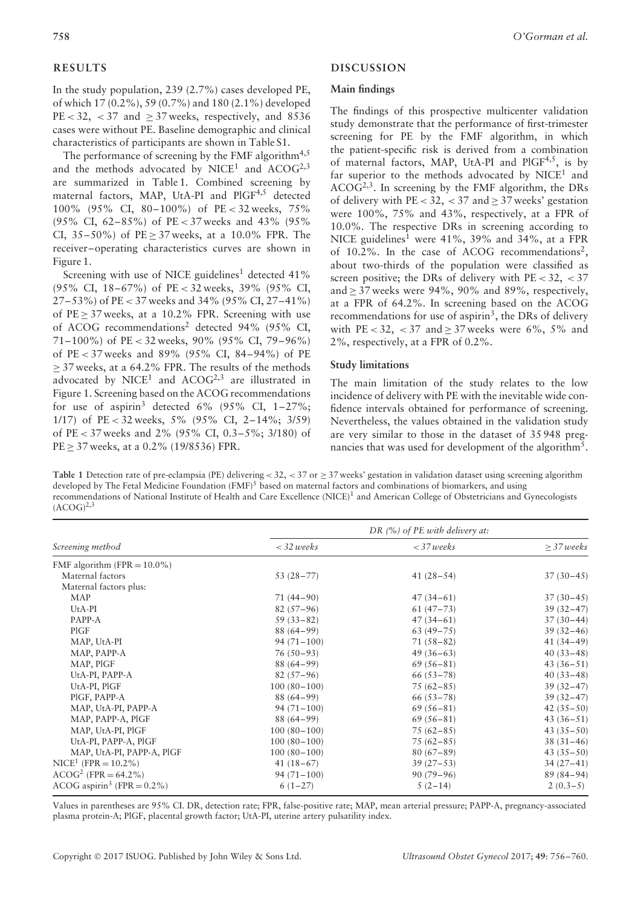## RESULTS

In the study population, 239 (2.7%) cases developed PE, of which 17 (0.2%), 59 (0.7%) and 180 (2.1%) developed PE < 32, < 37 and ≥ 37 weeks, respectively, and 8536 cases were without PE. Baseline demographic and clinical characteristics of participants are shown in Table S1.

The performance of screening by the FMF algorithm[4,5] and the methods advocated by NICE[1] and ACOG[2,3] are summarized in Table 1. Combined screening by maternal factors, MAP, UtA-PI and PlGF[4,5] detected 100% (95% CI, 80–100%) of PE < 32 weeks, 75% (95% CI, 62–85%) of PE < 37 weeks and 43% (95% CI, 35–50%) of PE ≥ 37 weeks, at a 10.0% FPR. The receiver–operating characteristics curves are shown in Figure 1.

Screening with use of NICE guidelines[1] detected 41% (95% CI, 18–67%) of PE < 32 weeks, 39% (95% CI, 27–53%) of PE < 37 weeks and 34% (95% CI, 27–41%) of PE ≥ 37 weeks, at a 10.2% FPR. Screening with use of ACOG recommendations[2] detected 94% (95% CI, 71–100%) of PE < 32 weeks, 90% (95% CI, 79–96%) of PE < 37 weeks and 89% (95% CI, 84–94%) of PE ≥ 37 weeks, at a 64.2% FPR. The results of the methods advocated by NICE[1] and ACOG[2,3] are illustrated in Figure 1. Screening based on the ACOG recommendations for use of aspirin[3] detected 6% (95% CI, 1–27%; 1/17) of PE < 32 weeks, 5% (95% CI, 2–14%; 3/59) of PE < 37 weeks and 2% (95% CI, 0.3–5%; 3/180) of PE ≥ 37 weeks, at a 0.2% (19/8536) FPR.

## DISCUSSION

### Main findings

The findings of this prospective multicenter validation study demonstrate that the performance of first-trimester screening for PE by the FMF algorithm, in which the patient-specific risk is derived from a combination of maternal factors, MAP, UtA-PI and PlGF[4,5], is by far superior to the methods advocated by NICE[1] and ACOG[2,3]. In screening by the FMF algorithm, the DRs of delivery with PE < 32, < 37 and ≥ 37 weeks' gestation were 100%, 75% and 43%, respectively, at a FPR of 10.0%. The respective DRs in screening according to NICE guidelines[1] were 41%, 39% and 34%, at a FPR of 10.2%. In the case of ACOG recommendations[2], about two-thirds of the population were classified as screen positive; the DRs of delivery with PE < 32, < 37 and ≥ 37 weeks were 94%, 90% and 89%, respectively, at a FPR of 64.2%. In screening based on the ACOG recommendations for use of aspirin[3], the DRs of delivery with PE < 32, < 37 and ≥ 37 weeks were 6%, 5% and 2%, respectively, at a FPR of 0.2%.

### Study limitations

The main limitation of the study relates to the low incidence of delivery with PE with the inevitable wide confidence intervals obtained for performance of screening. Nevertheless, the values obtained in the validation study are very similar to those in the dataset of 35 948 pregnancies that was used for development of the algorithm[5].

**Table 1** Detection rate of pre-eclampsia (PE) delivering < 32, < 37 or ≥ 37 weeks' gestation in validation dataset using screening algorithm developed by The Fetal Medicine Foundation (FMF)[5] based on maternal factors and combinations of biomarkers, and using recommendations of National Institute of Health and Care Excellence (NICE)[1] and American College of Obstetricians and Gynecologists (ACOG)[2,3]

| Screening method | *DR (%) of PE with delivery at:* | | |
|---|---|---|---|
| | *< 32 weeks* | *< 37 weeks* | *≥ 37 weeks* |
| FMF algorithm (FPR = 10.0%) | | | |
| Maternal factors | 53 (28–77) | 41 (28–54) | 37 (30–45) |
| Maternal factors plus: | | | |
| MAP | 71 (44–90) | 47 (34–61) | 37 (30–45) |
| UtA-PI | 82 (57–96) | 61 (47–73) | 39 (32–47) |
| PAPP-A | 59 (33–82) | 47 (34–61) | 37 (30–44) |
| PlGF | 88 (64–99) | 63 (49–75) | 39 (32–46) |
| MAP, UtA-PI | 94 (71–100) | 71 (58–82) | 41 (34–49) |
| MAP, PAPP-A | 76 (50–93) | 49 (36–63) | 40 (33–48) |
| MAP, PlGF | 88 (64–99) | 69 (56–81) | 43 (36–51) |
| UtA-PI, PAPP-A | 82 (57–96) | 66 (53–78) | 40 (33–48) |
| UtA-PI, PlGF | 100 (80–100) | 75 (62–85) | 39 (32–47) |
| PlGF, PAPP-A | 88 (64–99) | 66 (53–78) | 39 (32–47) |
| MAP, UtA-PI, PAPP-A | 94 (71–100) | 69 (56–81) | 42 (35–50) |
| MAP, PAPP-A, PlGF | 88 (64–99) | 69 (56–81) | 43 (36–51) |
| MAP, UtA-PI, PlGF | 100 (80–100) | 75 (62–85) | 43 (35–50) |
| UtA-PI, PAPP-A, PlGF | 100 (80–100) | 75 (62–85) | 38 (31–46) |
| MAP, UtA-PI, PAPP-A, PlGF | 100 (80–100) | 80 (67–89) | 43 (35–50) |
| NICE[1] (FPR = 10.2%) | 41 (18–67) | 39 (27–53) | 34 (27–41) |
| ACOG[2] (FPR = 64.2%) | 94 (71–100) | 90 (79–96) | 89 (84–94) |
| ACOG aspirin[3] (FPR = 0.2%) | 6 (1–27) | 5 (2–14) | 2 (0.3–5) |

Values in parentheses are 95% CI. DR, detection rate; FPR, false-positive rate; MAP, mean arterial pressure; PAPP-A, pregnancy-associated plasma protein-A; PlGF, placental growth factor; UtA-PI, uterine artery pulsatility index.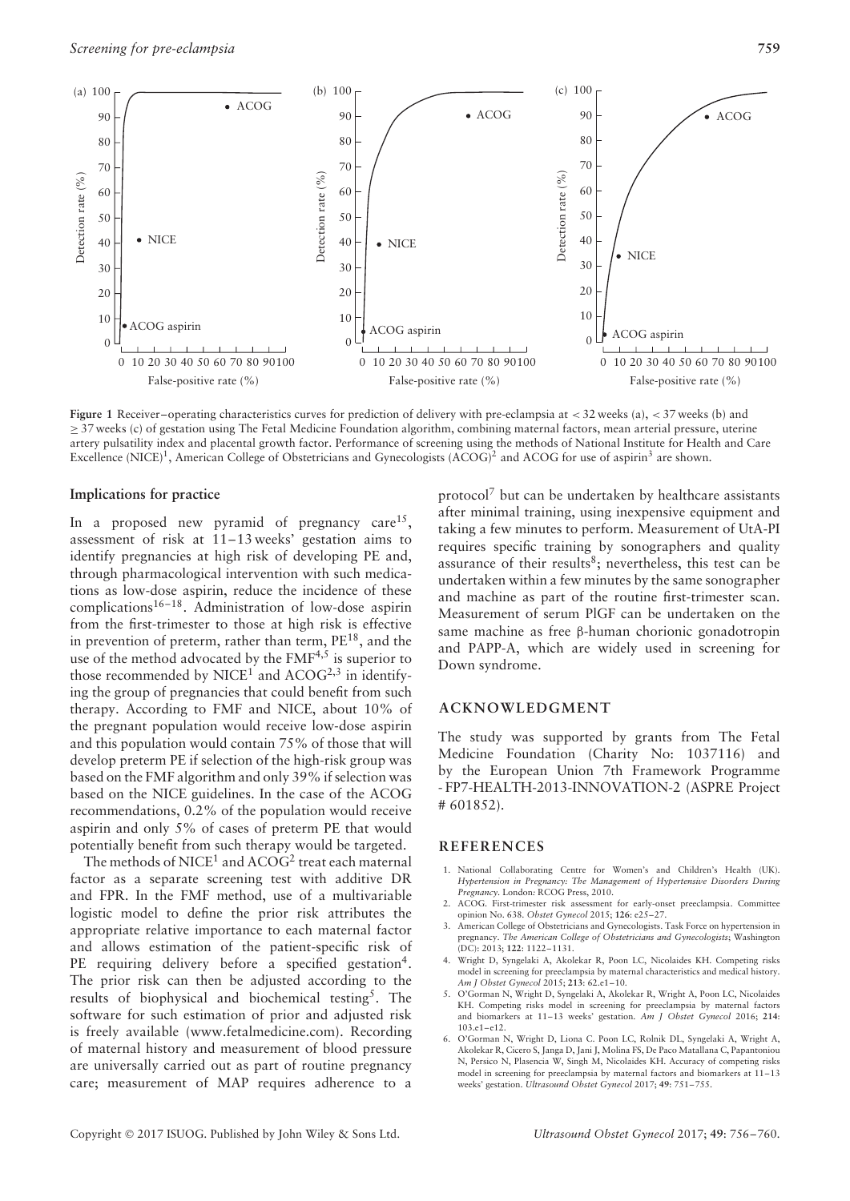**Figure 1** Receiver–operating characteristics curves for prediction of delivery with pre-eclampsia at < 32 weeks (a), < 37 weeks (b) and ≥ 37 weeks (c) of gestation using The Fetal Medicine Foundation algorithm, combining maternal factors, mean arterial pressure, uterine artery pulsatility index and placental growth factor. Performance of screening using the methods of National Institute for Health and Care Excellence (NICE)[1], American College of Obstetricians and Gynecologists (ACOG)[2] and ACOG for use of aspirin[3] are shown.

## Implications for practice

In a proposed new pyramid of pregnancy care[15], assessment of risk at 11–13 weeks' gestation aims to identify pregnancies at high risk of developing PE and, through pharmacological intervention with such medications as low-dose aspirin, reduce the incidence of these complications[16–18]. Administration of low-dose aspirin from the first-trimester to those at high risk is effective in prevention of preterm, rather than term, PE[18], and the use of the method advocated by the FMF[4,5] is superior to those recommended by NICE[1] and ACOG[2,3] in identifying the group of pregnancies that could benefit from such therapy. According to FMF and NICE, about 10% of the pregnant population would receive low-dose aspirin and this population would contain 75% of those that will develop preterm PE if selection of the high-risk group was based on the FMF algorithm and only 39% if selection was based on the NICE guidelines. In the case of the ACOG recommendations, 0.2% of the population would receive aspirin and only 5% of cases of preterm PE that would potentially benefit from such therapy would be targeted.

The methods of NICE[1] and ACOG[2] treat each maternal factor as a separate screening test with additive DR and FPR. In the FMF method, use of a multivariable logistic model to define the prior risk attributes the appropriate relative importance to each maternal factor and allows estimation of the patient-specific risk of PE requiring delivery before a specified gestation[4]. The prior risk can then be adjusted according to the results of biophysical and biochemical testing[5]. The software for such estimation of prior and adjusted risk is freely available (www.fetalmedicine.com). Recording of maternal history and measurement of blood pressure are universally carried out as part of routine pregnancy care; measurement of MAP requires adherence to a protocol[7] but can be undertaken by healthcare assistants after minimal training, using inexpensive equipment and taking a few minutes to perform. Measurement of UtA-PI requires specific training by sonographers and quality assurance of their results[8]; nevertheless, this test can be undertaken within a few minutes by the same sonographer and machine as part of the routine first-trimester scan. Measurement of serum PlGF can be undertaken on the same machine as free β-human chorionic gonadotropin and PAPP-A, which are widely used in screening for Down syndrome.

## ACKNOWLEDGMENT

The study was supported by grants from The Fetal Medicine Foundation (Charity No: 1037116) and by the European Union 7th Framework Programme - FP7-HEALTH-2013-INNOVATION-2 (ASPRE Project # 601852).

## REFERENCES

1. National Collaborating Centre for Women's and Children's Health (UK). *Hypertension in Pregnancy: The Management of Hypertensive Disorders During Pregnancy*. London: RCOG Press, 2010.
2. ACOG. First-trimester risk assessment for early-onset preeclampsia. Committee opinion No. 638. *Obstet Gynecol* 2015; **126**: e25–27.
3. American College of Obstetricians and Gynecologists. Task Force on hypertension in pregnancy. *The American College of Obstetricians and Gynecologists*; Washington (DC): 2013; **122**: 1122–1131.
4. Wright D, Syngelaki A, Akolekar R, Poon LC, Nicolaides KH. Competing risks model in screening for preeclampsia by maternal characteristics and medical history. *Am J Obstet Gynecol* 2015; **213**: 62.e1–10.
5. O'Gorman N, Wright D, Syngelaki A, Akolekar R, Wright A, Poon LC, Nicolaides KH. Competing risks model in screening for preeclampsia by maternal factors and biomarkers at 11–13 weeks' gestation. *Am J Obstet Gynecol* 2016; **214**: 103.e1–e12.
6. O'Gorman N, Wright D, Liona C. Poon LC, Rolnik DL, Syngelaki A, Wright A, Akolekar R, Cicero S, Janga D, Jani J, Molina FS, De Paco Matallana C, Papantoniou N, Persico N, Plasencia W, Singh M, Nicolaides KH. Accuracy of competing risks model in screening for preeclampsia by maternal factors and biomarkers at 11–13 weeks' gestation. *Ultrasound Obstet Gynecol* 2017; **49**: 751–755.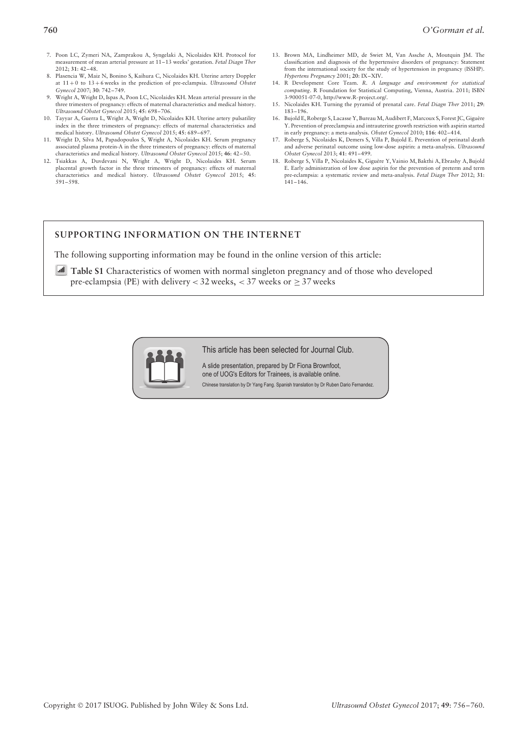7. Poon LC, Zymeri NA, Zamprakou A, Syngelaki A, Nicolaides KH. Protocol for measurement of mean arterial pressure at 11–13 weeks' gestation. *Fetal Diagn Ther* 2012; **31**: 42–48.
8. Plasencia W, Maiz N, Bonino S, Kaihura C, Nicolaides KH. Uterine artery Doppler at 11 + 0 to 13 + 6 weeks in the prediction of pre-eclampsia. *Ultrasound Obstet Gynecol* 2007; **30**: 742–749.
9. Wright A, Wright D, Ispas A, Poon LC, Nicolaides KH. Mean arterial pressure in the three trimesters of pregnancy: effects of maternal characteristics and medical history. *Ultrasound Obstet Gynecol* 2015; **45**: 698–706.
10. Tayyar A, Guerra L, Wright A, Wright D, Nicolaides KH. Uterine artery pulsatility index in the three trimesters of pregnancy: effects of maternal characteristics and medical history. *Ultrasound Obstet Gynecol* 2015; **45**: 689–697.
11. Wright D, Silva M, Papadopoulos S, Wright A, Nicolaides KH. Serum pregnancy associated plasma protein-A in the three trimesters of pregnancy: effects of maternal characteristics and medical history. *Ultrasound Obstet Gynecol* 2015; **46**: 42–50.
12. Tsiakkas A, Duvdevani N, Wright A, Wright D, Nicolaides KH. Serum placental growth factor in the three trimesters of pregnancy: effects of maternal characteristics and medical history. *Ultrasound Obstet Gynecol* 2015; **45**: 591–598.
13. Brown MA, Lindheimer MD, de Swiet M, Van Assche A, Moutquin JM. The classification and diagnosis of the hypertensive disorders of pregnancy: Statement from the international society for the study of hypertension in pregnancy (ISSHP). *Hypertens Pregnancy* 2001; **20**: IX–XIV.
14. R Development Core Team. *R. A language and environment for statistical computing*. R Foundation for Statistical Computing, Vienna, Austria. 2011; ISBN 3-900051-07-0, http://www.R-project.org/.
15. Nicolaides KH. Turning the pyramid of prenatal care. *Fetal Diagn Ther* 2011; **29**: 183–196.
16. Bujold E, Roberge S, Lacasse Y, Bureau M, Audibert F, Marcoux S, Forest JC, Giguère Y. Prevention of preeclampsia and intrauterine growth restriction with aspirin started in early pregnancy: a meta-analysis. *Obstet Gynecol* 2010; **116**: 402–414.
17. Roberge S, Nicolaides K, Demers S, Villa P, Bujold E. Prevention of perinatal death and adverse perinatal outcome using low-dose aspirin: a meta-analysis. *Ultrasound Obstet Gynecol* 2013; **41**: 491–499.
18. Roberge S, Villa P, Nicolaides K, Giguère Y, Vainio M, Bakthi A, Ebrashy A, Bujold E. Early administration of low dose aspirin for the prevention of preterm and term pre-eclampsia: a systematic review and meta-analysis. *Fetal Diagn Ther* 2012; **31**: 141–146.

## SUPPORTING INFORMATION ON THE INTERNET

The following supporting information may be found in the online version of this article:

**Table S1** Characteristics of women with normal singleton pregnancy and of those who developed pre-eclampsia (PE) with delivery < 32 weeks, < 37 weeks or ≥ 37 weeks

This article has been selected for Journal Club.

A slide presentation, prepared by Dr Fiona Brownfoot, one of UOG's Editors for Trainees, is available online.

Chinese translation by Dr Yang Fang. Spanish translation by Dr Ruben Dario Fernandez.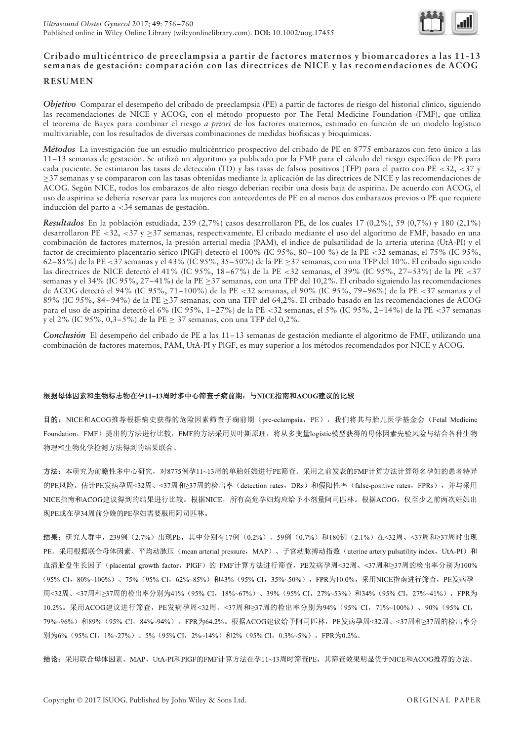## Cribado multicéntrico de preeclampsia a partir de factores maternos y biomarcadores a las 11-13 semanas de gestación: comparación con las directrices de NICE y las recomendaciones de ACOG

### RESUMEN

***Objetivo*** Comparar el desempeño del cribado de preeclampsia (PE) a partir de factores de riesgo del historial clínico, siguiendo las recomendaciones de NICE y ACOG, con el método propuesto por The Fetal Medicine Foundation (FMF), que utiliza el teorema de Bayes para combinar el riesgo *a priori* de los factores maternos, estimado en función de un modelo logístico multivariable, con los resultados de diversas combinaciones de medidas biofísicas y bioquímicas.

***Métodos*** La investigación fue un estudio multicéntrico prospectivo del cribado de PE en 8775 embarazos con feto único a las 11–13 semanas de gestación. Se utilizó un algoritmo ya publicado por la FMF para el cálculo del riesgo específico de PE para cada paciente. Se estimaron las tasas de detección (TD) y las tasas de falsos positivos (TFP) para el parto con PE <32, <37 y ≥37 semanas y se compararon con las tasas obtenidas mediante la aplicación de las directrices de NICE y las recomendaciones de ACOG. Según NICE, todos los embarazos de alto riesgo deberían recibir una dosis baja de aspirina. De acuerdo con ACOG, el uso de aspirina se debería reservar para las mujeres con antecedentes de PE en al menos dos embarazos previos o PE que requiere inducción del parto a <34 semanas de gestación.

***Resultados*** En la población estudiada, 239 (2,7%) casos desarrollaron PE, de los cuales 17 (0,2%), 59 (0,7%) y 180 (2,1%) desarrollaron PE <32, <37 y ≥37 semanas, respectivamente. El cribado mediante el uso del algoritmo de FMF, basado en una combinación de factores maternos, la presión arterial media (PAM), el índice de pulsatilidad de la arteria uterina (UtA-PI) y el factor de crecimiento placentario sérico (PlGF) detectó el 100% (IC 95%, 80–100 %) de la PE <32 semanas, el 75% (IC 95%, 62–85%) de la PE <37 semanas y el 43% (IC 95%, 35–50%) de la PE ≥37 semanas, con una TFP del 10%. El cribado siguiendo las directrices de NICE detectó el 41% (IC 95%, 18–67%) de la PE <32 semanas, el 39% (IC 95%, 27–53%) de la PE <37 semanas y el 34% (IC 95%, 27–41%) de la PE ≥37 semanas, con una TFP del 10,2%. El cribado siguiendo las recomendaciones de ACOG detectó el 94% (IC 95%, 71–100%) de la PE <32 semanas, el 90% (IC 95%, 79–96%) de la PE <37 semanas y el 89% (IC 95%, 84–94%) de la PE ≥37 semanas, con una TFP del 64,2%. El cribado basado en las recomendaciones de ACOG para el uso de aspirina detectó el 6% (IC 95%, 1–27%) de la PE <32 semanas, el 5% (IC 95%, 2–14%) de la PE <37 semanas y el 2% (IC 95%, 0,3–5%) de la PE ≥ 37 semanas, con una TFP del 0,2%.

***Conclusión*** El desempeño del cribado de PE a las 11-13 semanas de gestación mediante el algoritmo de FMF, utilizando una combinación de factores maternos, PAM, UtA-PI y PlGF, es muy superior a los métodos recomendados por NICE y ACOG.

**根据母体因素和生物标志物在孕11~13周时多中心筛查子痫前期：与NICE指南和ACOG建议的比较**

**目的：**NICE和ACOG推荐根据病史获得的危险因素筛查子痫前期（pre-eclampsia，PE），我们将其与胎儿医学基金会（Fetal Medicine Foundation，FMF）提出的方法进行比较，FMF的方法采用贝叶斯原理，将从多变量logistic模型获得的母体因素先验风险与结合各种生物物理和生物化学检测方法得到的结果联合。

**方法：**本研究为前瞻性多中心研究，对8775例孕11~13周的单胎妊娠进行PE筛查。采用之前发表的FMF计算方法计算每名孕妇的患者特异的PE风险。估计PE发病孕周<32周、<37周和≥37周的检出率（detection rates，DRs）和假阳性率（false-positive rates，FPRs），并与采用NICE指南和ACOG建议得到的结果进行比较。根据NICE，所有高危孕妇均应给予小剂量阿司匹林。根据ACOG，仅至少之前两次妊娠出现PE或在孕34周前分娩的PE孕妇需要服用阿司匹林。

**结果：**研究人群中，239例（2.7%）出现PE，其中分别有17例（0.2%）、59例（0.7%）和180例（2.1%）在<32周、<37周和≥37周时出现PE。采用根据联合母体因素、平均动脉压（mean arterial pressure，MAP）、子宫动脉搏动指数（uterine artery pulsatility index，UtA-PI）和血清胎盘生长因子（placental growth factor，PlGF）的 FMF计算方法进行筛查，PE发病孕周<32周、<37周和≥37周的检出率分别为100%（95% CI，80%~100%）、75%（95% CI，62%~85%）和43%（95% CI，35%~50%），FPR为10.0%。采用NICE指南进行筛查，PE发病孕周<32周、<37周和≥37周的检出率分别为41%（95% CI，18%~67%）、39%（95% CI，27%~53%）和34%（95% CI，27%~41%），FPR为10.2%。采用ACOG建议进行筛查，PE发病孕周<32周、<37周和≥37周的检出率分别为94%（95% CI，71%~100%）、90%（95% CI，79%~96%）和89%（95% CI，84%~94%），FPR为64.2%。根据ACOG建议给予阿司匹林，PE发病孕周<32周、<37周和≥37周的检出率分别为6%（95% CI，1%~27%）、5%（95% CI，2%~14%）和2%（95% CI，0.3%~5%），FPR为0.2%。

**结论：**采用联合母体因素、MAP、UtA-PI和PlGF的FMF计算方法在孕11~13周时筛查PE，其筛查效果明显优于NICE和ACOG推荐的方法。